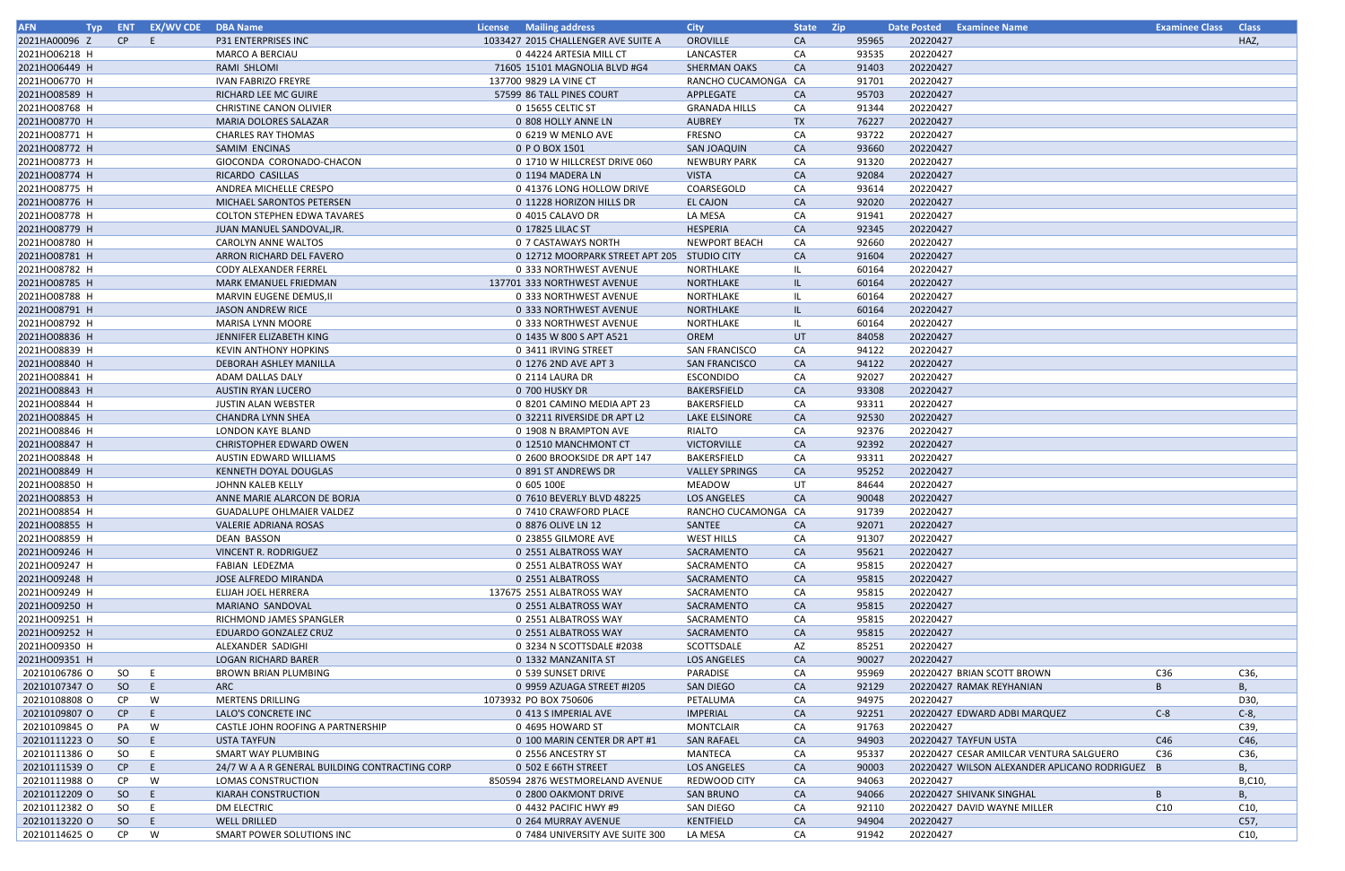| AFN | Typ | ENT | EX/WV CDE | DBA Name | License | Mailing address | City | State | Zip | Date Posted | Examinee Name | Examinee Class | Class |
|---|---|---|---|---|---|---|---|---|---|---|---|---|---|
| 2021HA00096 | Z | CP | E | P31 ENTERPRISES INC | 1033427 | 2015 CHALLENGER AVE SUITE A | OROVILLE | CA | 95965 | 20220427 | | | HAZ, |
| 2021HO06218 | H | | | MARCO A BERCIAU | 0 | 44224 ARTESIA MILL CT | LANCASTER | CA | 93535 | 20220427 | | | |
| 2021HO06449 | H | | | RAMI SHLOMI | 71605 | 15101 MAGNOLIA BLVD #G4 | SHERMAN OAKS | CA | 91403 | 20220427 | | | |
| 2021HO06770 | H | | | IVAN FABRIZO FREYRE | 137700 | 9829 LA VINE CT | RANCHO CUCAMONGA | CA | 91701 | 20220427 | | | |
| 2021HO08589 | H | | | RICHARD LEE MC GUIRE | 57599 | 86 TALL PINES COURT | APPLEGATE | CA | 95703 | 20220427 | | | |
| 2021HO08768 | H | | | CHRISTINE CANON OLIVIER | 0 | 15655 CELTIC ST | GRANADA HILLS | CA | 91344 | 20220427 | | | |
| 2021HO08770 | H | | | MARIA DOLORES SALAZAR | 0 | 808 HOLLY ANNE LN | AUBREY | TX | 76227 | 20220427 | | | |
| 2021HO08771 | H | | | CHARLES RAY THOMAS | 0 | 6219 W MENLO AVE | FRESNO | CA | 93722 | 20220427 | | | |
| 2021HO08772 | H | | | SAMIM ENCINAS | 0 | P O BOX 1501 | SAN JOAQUIN | CA | 93660 | 20220427 | | | |
| 2021HO08773 | H | | | GIOCONDA CORONADO-CHACON | 0 | 1710 W HILLCREST DRIVE 060 | NEWBURY PARK | CA | 91320 | 20220427 | | | |
| 2021HO08774 | H | | | RICARDO CASILLAS | 0 | 1194 MADERA LN | VISTA | CA | 92084 | 20220427 | | | |
| 2021HO08775 | H | | | ANDREA MICHELLE CRESPO | 0 | 41376 LONG HOLLOW DRIVE | COARSEGOLD | CA | 93614 | 20220427 | | | |
| 2021HO08776 | H | | | MICHAEL SARONTOS PETERSEN | 0 | 11228 HORIZON HILLS DR | EL CAJON | CA | 92020 | 20220427 | | | |
| 2021HO08778 | H | | | COLTON STEPHEN EDWA TAVARES | 0 | 4015 CALAVO DR | LA MESA | CA | 91941 | 20220427 | | | |
| 2021HO08779 | H | | | JUAN MANUEL SANDOVAL,JR. | 0 | 17825 LILAC ST | HESPERIA | CA | 92345 | 20220427 | | | |
| 2021HO08780 | H | | | CAROLYN ANNE WALTOS | 0 | 7 CASTAWAYS NORTH | NEWPORT BEACH | CA | 92660 | 20220427 | | | |
| 2021HO08781 | H | | | ARRON RICHARD DEL FAVERO | 0 | 12712 MOORPARK STREET APT 205 | STUDIO CITY | CA | 91604 | 20220427 | | | |
| 2021HO08782 | H | | | CODY ALEXANDER FERREL | 0 | 333 NORTHWEST AVENUE | NORTHLAKE | IL | 60164 | 20220427 | | | |
| 2021HO08785 | H | | | MARK EMANUEL FRIEDMAN | 137701 | 333 NORTHWEST AVENUE | NORTHLAKE | IL | 60164 | 20220427 | | | |
| 2021HO08788 | H | | | MARVIN EUGENE DEMUS,II | 0 | 333 NORTHWEST AVENUE | NORTHLAKE | IL | 60164 | 20220427 | | | |
| 2021HO08791 | H | | | JASON ANDREW RICE | 0 | 333 NORTHWEST AVENUE | NORTHLAKE | IL | 60164 | 20220427 | | | |
| 2021HO08792 | H | | | MARISA LYNN MOORE | 0 | 333 NORTHWEST AVENUE | NORTHLAKE | IL | 60164 | 20220427 | | | |
| 2021HO08836 | H | | | JENNIFER ELIZABETH KING | 0 | 1435 W 800 S APT A521 | OREM | UT | 84058 | 20220427 | | | |
| 2021HO08839 | H | | | KEVIN ANTHONY HOPKINS | 0 | 3411 IRVING STREET | SAN FRANCISCO | CA | 94122 | 20220427 | | | |
| 2021HO08840 | H | | | DEBORAH ASHLEY MANILLA | 0 | 1276 2ND AVE APT 3 | SAN FRANCISCO | CA | 94122 | 20220427 | | | |
| 2021HO08841 | H | | | ADAM DALLAS DALY | 0 | 2114 LAURA DR | ESCONDIDO | CA | 92027 | 20220427 | | | |
| 2021HO08843 | H | | | AUSTIN RYAN LUCERO | 0 | 700 HUSKY DR | BAKERSFIELD | CA | 93308 | 20220427 | | | |
| 2021HO08844 | H | | | JUSTIN ALAN WEBSTER | 0 | 8201 CAMINO MEDIA APT 23 | BAKERSFIELD | CA | 93311 | 20220427 | | | |
| 2021HO08845 | H | | | CHANDRA LYNN SHEA | 0 | 32211 RIVERSIDE DR APT L2 | LAKE ELSINORE | CA | 92530 | 20220427 | | | |
| 2021HO08846 | H | | | LONDON KAYE BLAND | 0 | 1908 N BRAMPTON AVE | RIALTO | CA | 92376 | 20220427 | | | |
| 2021HO08847 | H | | | CHRISTOPHER EDWARD OWEN | 0 | 12510 MANCHMONT CT | VICTORVILLE | CA | 92392 | 20220427 | | | |
| 2021HO08848 | H | | | AUSTIN EDWARD WILLIAMS | 0 | 2600 BROOKSIDE DR APT 147 | BAKERSFIELD | CA | 93311 | 20220427 | | | |
| 2021HO08849 | H | | | KENNETH DOYAL DOUGLAS | 0 | 891 ST ANDREWS DR | VALLEY SPRINGS | CA | 95252 | 20220427 | | | |
| 2021HO08850 | H | | | JOHNN KALEB KELLY | 0 | 605 100E | MEADOW | UT | 84644 | 20220427 | | | |
| 2021HO08853 | H | | | ANNE MARIE ALARCON DE BORJA | 0 | 7610 BEVERLY BLVD 48225 | LOS ANGELES | CA | 90048 | 20220427 | | | |
| 2021HO08854 | H | | | GUADALUPE OHLMAIER VALDEZ | 0 | 7410 CRAWFORD PLACE | RANCHO CUCAMONGA | CA | 91739 | 20220427 | | | |
| 2021HO08855 | H | | | VALERIE ADRIANA ROSAS | 0 | 8876 OLIVE LN 12 | SANTEE | CA | 92071 | 20220427 | | | |
| 2021HO08859 | H | | | DEAN BASSON | 0 | 23855 GILMORE AVE | WEST HILLS | CA | 91307 | 20220427 | | | |
| 2021HO09246 | H | | | VINCENT R. RODRIGUEZ | 0 | 2551 ALBATROSS WAY | SACRAMENTO | CA | 95621 | 20220427 | | | |
| 2021HO09247 | H | | | FABIAN LEDEZMA | 0 | 2551 ALBATROSS WAY | SACRAMENTO | CA | 95815 | 20220427 | | | |
| 2021HO09248 | H | | | JOSE ALFREDO MIRANDA | 0 | 2551 ALBATROSS | SACRAMENTO | CA | 95815 | 20220427 | | | |
| 2021HO09249 | H | | | ELIJAH JOEL HERRERA | 137675 | 2551 ALBATROSS WAY | SACRAMENTO | CA | 95815 | 20220427 | | | |
| 2021HO09250 | H | | | MARIANO SANDOVAL | 0 | 2551 ALBATROSS WAY | SACRAMENTO | CA | 95815 | 20220427 | | | |
| 2021HO09251 | H | | | RICHMOND JAMES SPANGLER | 0 | 2551 ALBATROSS WAY | SACRAMENTO | CA | 95815 | 20220427 | | | |
| 2021HO09252 | H | | | EDUARDO GONZALEZ CRUZ | 0 | 2551 ALBATROSS WAY | SACRAMENTO | CA | 95815 | 20220427 | | | |
| 2021HO09350 | H | | | ALEXANDER SADIGHI | 0 | 3234 N SCOTTSDALE #2038 | SCOTTSDALE | AZ | 85251 | 20220427 | | | |
| 2021HO09351 | H | | | LOGAN RICHARD BARER | 0 | 1332 MANZANITA ST | LOS ANGELES | CA | 90027 | 20220427 | | | |
| 20210106786 | O | SO | E | BROWN BRIAN PLUMBING | 0 | 539 SUNSET DRIVE | PARADISE | CA | 95969 | 20220427 | BRIAN SCOTT BROWN | C36 | C36, |
| 20210107347 | O | SO | E | ARC | 0 | 9959 AZUAGA STREET #I205 | SAN DIEGO | CA | 92129 | 20220427 | RAMAK REYHANIAN | B | B, |
| 20210108808 | O | CP | W | MERTENS DRILLING | 1073932 | PO BOX 750606 | PETALUMA | CA | 94975 | 20220427 | | | D30, |
| 20210109807 | O | CP | E | LALO'S CONCRETE INC | 0 | 413 S IMPERIAL AVE | IMPERIAL | CA | 92251 | 20220427 | EDWARD ADBI MARQUEZ | C-8 | C-8, |
| 20210109845 | O | PA | W | CASTLE JOHN ROOFING A PARTNERSHIP | 0 | 4695 HOWARD ST | MONTCLAIR | CA | 91763 | 20220427 | | | C39, |
| 20210111223 | O | SO | E | USTA TAYFUN | 0 | 100 MARIN CENTER DR APT #1 | SAN RAFAEL | CA | 94903 | 20220427 | TAYFUN USTA | C46 | C46, |
| 20210111386 | O | SO | E | SMART WAY PLUMBING | 0 | 2556 ANCESTRY ST | MANTECA | CA | 95337 | 20220427 | CESAR AMILCAR VENTURA SALGUERO | C36 | C36, |
| 20210111539 | O | CP | E | 24/7 W A A R GENERAL BUILDING CONTRACTING CORP | 0 | 502 E 66TH STREET | LOS ANGELES | CA | 90003 | 20220427 | WILSON ALEXANDER APLICANO RODRIGUEZ | B | B, |
| 20210111988 | O | CP | W | LOMAS CONSTRUCTION | 850594 | 2876 WESTMORELAND AVENUE | REDWOOD CITY | CA | 94063 | 20220427 | | | B,C10, |
| 20210112209 | O | SO | E | KIARAH CONSTRUCTION | 0 | 2800 OAKMONT DRIVE | SAN BRUNO | CA | 94066 | 20220427 | SHIVANK SINGHAL | B | B, |
| 20210112382 | O | SO | E | DM ELECTRIC | 0 | 4432 PACIFIC HWY #9 | SAN DIEGO | CA | 92110 | 20220427 | DAVID WAYNE MILLER | C10 | C10, |
| 20210113220 | O | SO | E | WELL DRILLED | 0 | 264 MURRAY AVENUE | KENTFIELD | CA | 94904 | 20220427 | | | C57, |
| 20210114625 | O | CP | W | SMART POWER SOLUTIONS INC | 0 | 7484 UNIVERSITY AVE SUITE 300 | LA MESA | CA | 91942 | 20220427 | | | C10, |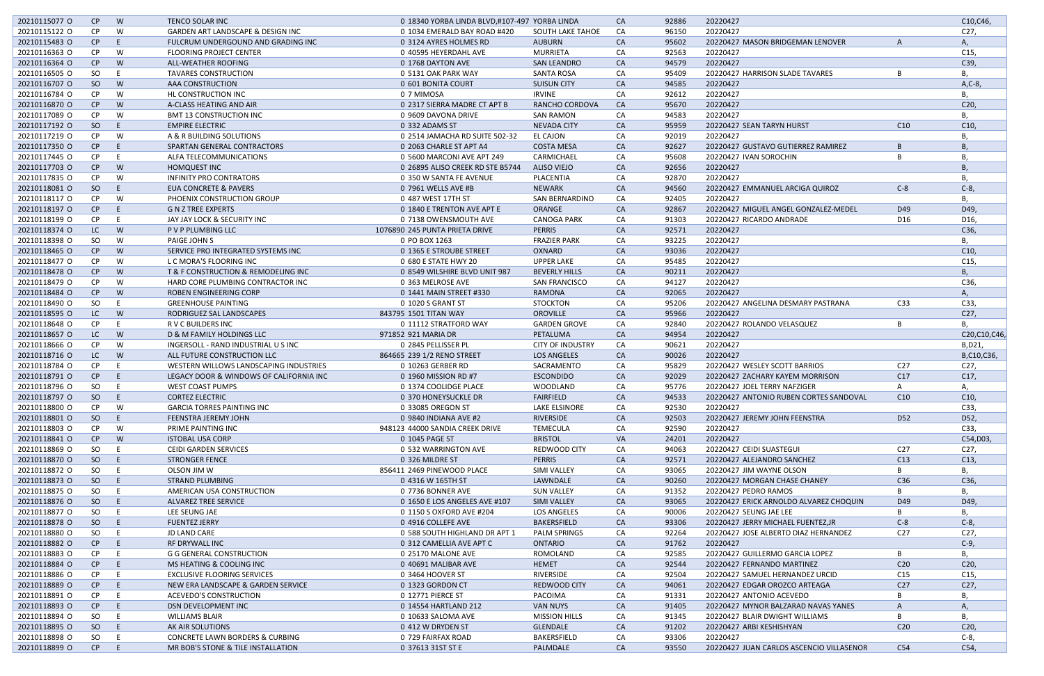| | | | | | | | | | | | | |
|---|---|---|---|---|---|---|---|---|---|---|---|---|
| 20210115077 O | CP | W | TENCO SOLAR INC | 0 | 18340 YORBA LINDA BLVD,#107-497 | YORBA LINDA | CA | 92886 | 20220427 | | | C10,C46, |
| 20210115122 O | CP | W | GARDEN ART LANDSCAPE & DESIGN INC | 0 | 1034 EMERALD BAY ROAD #420 | SOUTH LAKE TAHOE | CA | 96150 | 20220427 | | | C27, |
| 20210115483 O | CP | E | FULCRUM UNDERGOUND AND GRADING INC | 0 | 3124 AYRES HOLMES RD | AUBURN | CA | 95602 | 20220427 | MASON BRIDGEMAN LENOVER | A | A, |
| 20210116363 O | CP | W | FLOORING PROJECT CENTER | 0 | 40595 HEYERDAHL AVE | MURRIETA | CA | 92563 | 20220427 | | | C15, |
| 20210116364 O | CP | W | ALL-WEATHER ROOFING | 0 | 1768 DAYTON AVE | SAN LEANDRO | CA | 94579 | 20220427 | | | C39, |
| 20210116505 O | SO | E | TAVARES CONSTRUCTION | 0 | 5131 OAK PARK WAY | SANTA ROSA | CA | 95409 | 20220427 | HARRISON SLADE TAVARES | B | B, |
| 20210116707 O | SO | W | AAA CONSTRUCTION | 0 | 601 BONITA COURT | SUISUN CITY | CA | 94585 | 20220427 | | | A,C-8, |
| 20210116784 O | CP | W | HL CONSTRUCTION INC | 0 | 7 MIMOSA | IRVINE | CA | 92612 | 20220427 | | | B, |
| 20210116870 O | CP | W | A-CLASS HEATING AND AIR | 0 | 2317 SIERRA MADRE CT APT B | RANCHO CORDOVA | CA | 95670 | 20220427 | | | C20, |
| 20210117089 O | CP | W | BMT 13 CONSTRUCTION INC | 0 | 9609 DAVONA DRIVE | SAN RAMON | CA | 94583 | 20220427 | | | B, |
| 20210117192 O | SO | E | EMPIRE ELECTRIC | 0 | 332 ADAMS ST | NEVADA CITY | CA | 95959 | 20220427 | SEAN TARYN HURST | C10 | C10, |
| 20210117219 O | CP | W | A & R BUILDING SOLUTIONS | 0 | 2514 JAMACHA RD SUITE 502-32 | EL CAJON | CA | 92019 | 20220427 | | | B, |
| 20210117350 O | CP | E | SPARTAN GENERAL CONTRACTORS | 0 | 2063 CHARLE ST APT A4 | COSTA MESA | CA | 92627 | 20220427 | GUSTAVO GUTIERREZ RAMIREZ | B | B, |
| 20210117445 O | CP | E | ALFA TELECOMMUNICATIONS | 0 | 5600 MARCONI AVE APT 249 | CARMICHAEL | CA | 95608 | 20220427 | IVAN SOROCHIN | B | B, |
| 20210117703 O | CP | W | HOMQUEST INC | 0 | 26895 ALISO CREEK RD STE B5744 | ALISO VIEJO | CA | 92656 | 20220427 | | | B, |
| 20210117835 O | CP | W | INFINITY PRO CONTRATORS | 0 | 350 W SANTA FE AVENUE | PLACENTIA | CA | 92870 | 20220427 | | | B, |
| 20210118081 O | SO | E | EUA CONCRETE & PAVERS | 0 | 7961 WELLS AVE #B | NEWARK | CA | 94560 | 20220427 | EMMANUEL ARCIGA QUIROZ | C-8 | C-8, |
| 20210118117 O | CP | W | PHOENIX CONSTRUCTION GROUP | 0 | 487 WEST 17TH ST | SAN BERNARDINO | CA | 92405 | 20220427 | | | B, |
| 20210118197 O | CP | E | G N Z TREE EXPERTS | 0 | 1840 E TRENTON AVE APT E | ORANGE | CA | 92867 | 20220427 | MIGUEL ANGEL GONZALEZ-MEDEL | D49 | D49, |
| 20210118199 O | CP | E | JAY JAY LOCK & SECURITY INC | 0 | 7138 OWENSMOUTH AVE | CANOGA PARK | CA | 91303 | 20220427 | RICARDO ANDRADE | D16 | D16, |
| 20210118374 O | LC | W | P V P PLUMBING LLC | 1076890 | 245 PUNTA PRIETA DRIVE | PERRIS | CA | 92571 | 20220427 | | | C36, |
| 20210118398 O | SO | W | PAIGE JOHN S | 0 | PO BOX 1263 | FRAZIER PARK | CA | 93225 | 20220427 | | | B, |
| 20210118465 O | CP | W | SERVICE PRO INTEGRATED SYSTEMS INC | 0 | 1365 E STROUBE STREET | OXNARD | CA | 93036 | 20220427 | | | C10, |
| 20210118477 O | CP | W | L C MORA'S FLOORING INC | 0 | 680 E STATE HWY 20 | UPPER LAKE | CA | 95485 | 20220427 | | | C15, |
| 20210118478 O | CP | W | T & F CONSTRUCTION & REMODELING INC | 0 | 8549 WILSHIRE BLVD UNIT 987 | BEVERLY HILLS | CA | 90211 | 20220427 | | | B, |
| 20210118479 O | CP | W | HARD CORE PLUMBING CONTRACTOR INC | 0 | 363 MELROSE AVE | SAN FRANCISCO | CA | 94127 | 20220427 | | | C36, |
| 20210118484 O | CP | W | ROBEN ENGINEERING CORP | 0 | 1441 MAIN STREET #330 | RAMONA | CA | 92065 | 20220427 | | | A, |
| 20210118490 O | SO | E | GREENHOUSE PAINTING | 0 | 1020 S GRANT ST | STOCKTON | CA | 95206 | 20220427 | ANGELINA DESMARY PASTRANA | C33 | C33, |
| 20210118595 O | LC | W | RODRIGUEZ SAL LANDSCAPES | 843795 | 1501 TITAN WAY | OROVILLE | CA | 95966 | 20220427 | | | C27, |
| 20210118648 O | CP | E | R V C BUILDERS INC | 0 | 11112 STRATFORD WAY | GARDEN GROVE | CA | 92840 | 20220427 | ROLANDO VELASQUEZ | B | B, |
| 20210118657 O | LC | W | D & M FAMILY HOLDINGS LLC | 971852 | 921 MARIA DR | PETALUMA | CA | 94954 | 20220427 | | | C20,C10,C46, |
| 20210118666 O | CP | W | INGERSOLL - RAND INDUSTRIAL U S INC | 0 | 2845 PELLISSER PL | CITY OF INDUSTRY | CA | 90621 | 20220427 | | | B,D21, |
| 20210118716 O | LC | W | ALL FUTURE CONSTRUCTION LLC | 864665 | 239 1/2 RENO STREET | LOS ANGELES | CA | 90026 | 20220427 | | | B,C10,C36, |
| 20210118784 O | CP | E | WESTERN WILLOWS LANDSCAPING INDUSTRIES | 0 | 10263 GERBER RD | SACRAMENTO | CA | 95829 | 20220427 | WESLEY SCOTT BARRIOS | C27 | C27, |
| 20210118791 O | CP | E | LEGACY DOOR & WINDOWS OF CALIFORNIA INC | 0 | 1960 MISSION RD #7 | ESCONDIDO | CA | 92029 | 20220427 | ZACHARY KAYEM MORRISON | C17 | C17, |
| 20210118796 O | SO | E | WEST COAST PUMPS | 0 | 1374 COOLIDGE PLACE | WOODLAND | CA | 95776 | 20220427 | JOEL TERRY NAFZIGER | A | A, |
| 20210118797 O | SO | E | CORTEZ ELECTRIC | 0 | 370 HONEYSUCKLE DR | FAIRFIELD | CA | 94533 | 20220427 | ANTONIO RUBEN CORTES SANDOVAL | C10 | C10, |
| 20210118800 O | CP | W | GARCIA TORRES PAINTING INC | 0 | 33085 OREGON ST | LAKE ELSINORE | CA | 92530 | 20220427 | | | C33, |
| 20210118801 O | SO | E | FEENSTRA JEREMY JOHN | 0 | 9840 INDIANA AVE #2 | RIVERSIDE | CA | 92503 | 20220427 | JEREMY JOHN FEENSTRA | D52 | D52, |
| 20210118803 O | CP | W | PRIME PAINTING INC | 948123 | 44000 SANDIA CREEK DRIVE | TEMECULA | CA | 92590 | 20220427 | | | C33, |
| 20210118841 O | CP | W | ISTOBAL USA CORP | 0 | 1045 PAGE ST | BRISTOL | VA | 24201 | 20220427 | | | C54,D03, |
| 20210118869 O | SO | E | CEIDI GARDEN SERVICES | 0 | 532 WARRINGTON AVE | REDWOOD CITY | CA | 94063 | 20220427 | CEIDI SUASTEGUI | C27 | C27, |
| 20210118870 O | SO | E | STRONGER FENCE | 0 | 326 MILDRE ST | PERRIS | CA | 92571 | 20220427 | ALEJANDRO SANCHEZ | C13 | C13, |
| 20210118872 O | SO | E | OLSON JIM W | 856411 | 2469 PINEWOOD PLACE | SIMI VALLEY | CA | 93065 | 20220427 | JIM WAYNE OLSON | B | B, |
| 20210118873 O | SO | E | STRAND PLUMBING | 0 | 4316 W 165TH ST | LAWNDALE | CA | 90260 | 20220427 | MORGAN CHASE CHANEY | C36 | C36, |
| 20210118875 O | SO | E | AMERICAN USA CONSTRUCTION | 0 | 7736 BONNER AVE | SUN VALLEY | CA | 91352 | 20220427 | PEDRO RAMOS | B | B, |
| 20210118876 O | SO | E | ALVAREZ TREE SERVICE | 0 | 1650 E LOS ANGELES AVE #107 | SIMI VALLEY | CA | 93065 | 20220427 | ERICK ARNOLDO ALVAREZ CHOQUIN | D49 | D49, |
| 20210118877 O | SO | E | LEE SEUNG JAE | 0 | 1150 S OXFORD AVE #204 | LOS ANGELES | CA | 90006 | 20220427 | SEUNG JAE LEE | B | B, |
| 20210118878 O | SO | E | FUENTEZ JERRY | 0 | 4916 COLLEFE AVE | BAKERSFIELD | CA | 93306 | 20220427 | JERRY MICHAEL FUENTEZ,JR | C-8 | C-8, |
| 20210118880 O | SO | E | JD LAND CARE | 0 | 588 SOUTH HIGHLAND DR APT 1 | PALM SPRINGS | CA | 92264 | 20220427 | JOSE ALBERTO DIAZ HERNANDEZ | C27 | C27, |
| 20210118882 O | CP | E | RF DRYWALL INC | 0 | 312 CAMELLIA AVE APT C | ONTARIO | CA | 91762 | 20220427 | | | C-9, |
| 20210118883 O | CP | E | G G GENERAL CONSTRUCTION | 0 | 25170 MALONE AVE | ROMOLAND | CA | 92585 | 20220427 | GUILLERMO GARCIA LOPEZ | B | B, |
| 20210118884 O | CP | E | MS HEATING & COOLING INC | 0 | 40691 MALIBAR AVE | HEMET | CA | 92544 | 20220427 | FERNANDO MARTINEZ | C20 | C20, |
| 20210118886 O | CP | E | EXCLUSIVE FLOORING SERVICES | 0 | 3464 HOOVER ST | RIVERSIDE | CA | 92504 | 20220427 | SAMUEL HERNANDEZ URCID | C15 | C15, |
| 20210118889 O | CP | E | NEW ERA LANDSCAPE & GARDEN SERVICE | 0 | 1323 GORDON CT | REDWOOD CITY | CA | 94061 | 20220427 | EDGAR OROZCO ARTEAGA | C27 | C27, |
| 20210118891 O | CP | E | ACEVEDO'S CONSTRUCTION | 0 | 12771 PIERCE ST | PACOIMA | CA | 91331 | 20220427 | ANTONIO ACEVEDO | B | B, |
| 20210118893 O | CP | E | DSN DEVELOPMENT INC | 0 | 14554 HARTLAND 212 | VAN NUYS | CA | 91405 | 20220427 | MYNOR BALZARAD NAVAS YANES | A | A, |
| 20210118894 O | SO | E | WILLIAMS BLAIR | 0 | 10633 SALOMA AVE | MISSION HILLS | CA | 91345 | 20220427 | BLAIR DWIGHT WILLIAMS | B | B, |
| 20210118895 O | SO | E | AK AIR SOLUTIONS | 0 | 412 W DRYDEN ST | GLENDALE | CA | 91202 | 20220427 | ARBI KESHISHYAN | C20 | C20, |
| 20210118898 O | SO | E | CONCRETE LAWN BORDERS & CURBING | 0 | 729 FAIRFAX ROAD | BAKERSFIELD | CA | 93306 | 20220427 | | | C-8, |
| 20210118899 O | CP | E | MR BOB'S STONE & TILE INSTALLATION | 0 | 37613 31ST ST E | PALMDALE | CA | 93550 | 20220427 | JUAN CARLOS ASCENCIO VILLASENOR | C54 | C54, |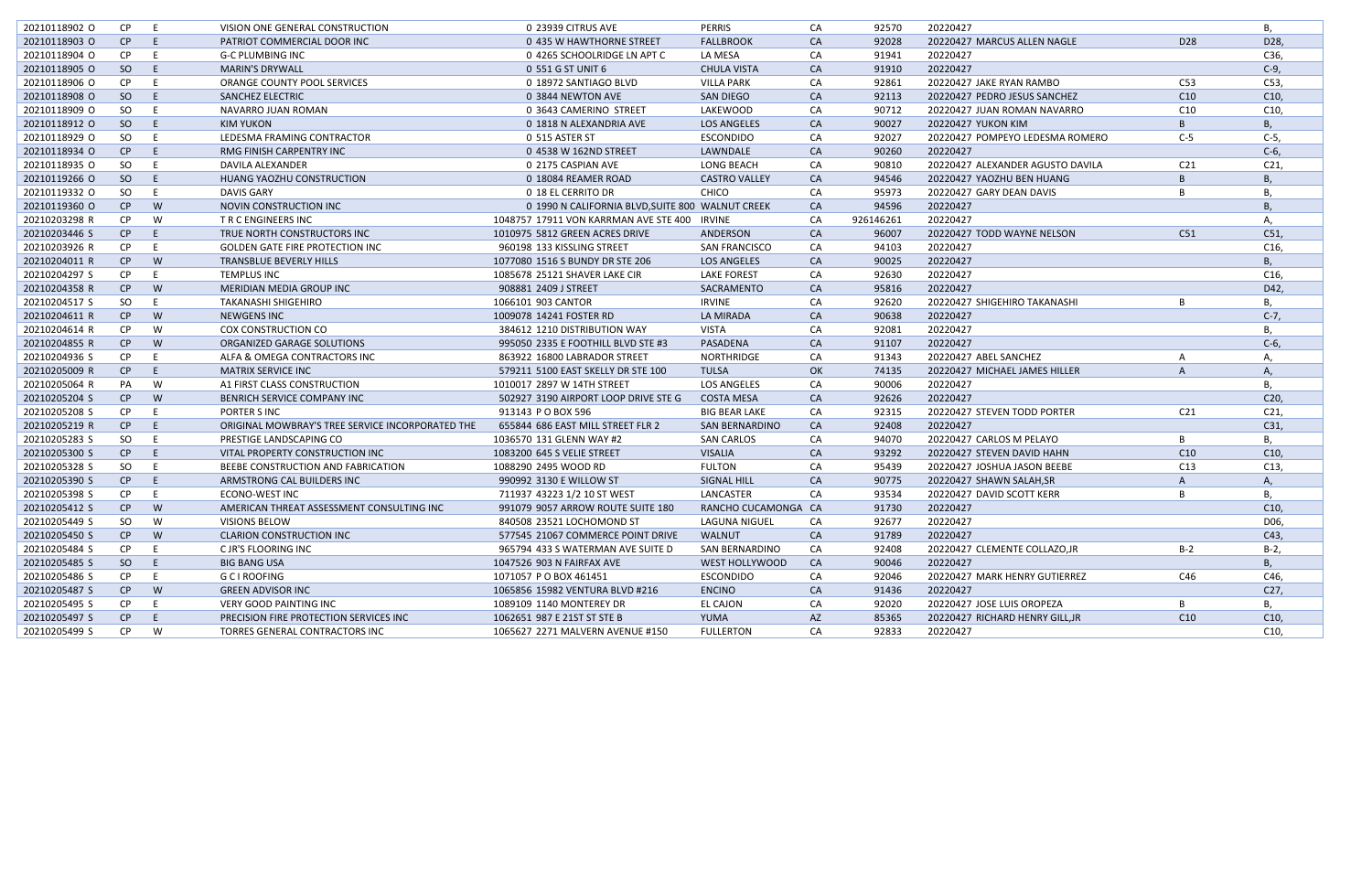| | | | | | | | | | | | | |
|---|---|---|---|---|---|---|---|---|---|---|---|---|
| 20210118902 O | CP | E | VISION ONE GENERAL CONSTRUCTION | 0 | 23939 CITRUS AVE | PERRIS | CA | 92570 | 20220427 | | | B, |
| 20210118903 O | CP | E | PATRIOT COMMERCIAL DOOR INC | 0 | 435 W HAWTHORNE STREET | FALLBROOK | CA | 92028 | 20220427 | MARCUS ALLEN NAGLE | D28 | D28, |
| 20210118904 O | CP | E | G-C PLUMBING INC | 0 | 4265 SCHOOLRIDGE LN APT C | LA MESA | CA | 91941 | 20220427 | | | C36, |
| 20210118905 O | SO | E | MARIN'S DRYWALL | 0 | 551 G ST UNIT 6 | CHULA VISTA | CA | 91910 | 20220427 | | | C-9, |
| 20210118906 O | CP | E | ORANGE COUNTY POOL SERVICES | 0 | 18972 SANTIAGO BLVD | VILLA PARK | CA | 92861 | 20220427 | JAKE RYAN RAMBO | C53 | C53, |
| 20210118908 O | SO | E | SANCHEZ ELECTRIC | 0 | 3844 NEWTON AVE | SAN DIEGO | CA | 92113 | 20220427 | PEDRO JESUS SANCHEZ | C10 | C10, |
| 20210118909 O | SO | E | NAVARRO JUAN ROMAN | 0 | 3643 CAMERINO STREET | LAKEWOOD | CA | 90712 | 20220427 | JUAN ROMAN NAVARRO | C10 | C10, |
| 20210118912 O | SO | E | KIM YUKON | 0 | 1818 N ALEXANDRIA AVE | LOS ANGELES | CA | 90027 | 20220427 | YUKON KIM | B | B, |
| 20210118929 O | SO | E | LEDESMA FRAMING CONTRACTOR | 0 | 515 ASTER ST | ESCONDIDO | CA | 92027 | 20220427 | POMPEYO LEDESMA ROMERO | C-5 | C-5, |
| 20210118934 O | CP | E | RMG FINISH CARPENTRY INC | 0 | 4538 W 162ND STREET | LAWNDALE | CA | 90260 | 20220427 | | | C-6, |
| 20210118935 O | SO | E | DAVILA ALEXANDER | 0 | 2175 CASPIAN AVE | LONG BEACH | CA | 90810 | 20220427 | ALEXANDER AGUSTO DAVILA | C21 | C21, |
| 20210119266 O | SO | E | HUANG YAOZHU CONSTRUCTION | 0 | 18084 REAMER ROAD | CASTRO VALLEY | CA | 94546 | 20220427 | YAOZHU BEN HUANG | B | B, |
| 20210119332 O | SO | E | DAVIS GARY | 0 | 18 EL CERRITO DR | CHICO | CA | 95973 | 20220427 | GARY DEAN DAVIS | B | B, |
| 20210119360 O | CP | W | NOVIN CONSTRUCTION INC | 0 | 1990 N CALIFORNIA BLVD,SUITE 800 | WALNUT CREEK | CA | 94596 | 20220427 | | | B, |
| 20210203298 R | CP | W | T R C ENGINEERS INC | 1048757 | 17911 VON KARRMAN AVE STE 400 | IRVINE | CA | 926146261 | 20220427 | | | A, |
| 20210203446 S | CP | E | TRUE NORTH CONSTRUCTORS INC | 1010975 | 5812 GREEN ACRES DRIVE | ANDERSON | CA | 96007 | 20220427 | TODD WAYNE NELSON | C51 | C51, |
| 20210203926 R | CP | E | GOLDEN GATE FIRE PROTECTION INC | 960198 | 133 KISSLING STREET | SAN FRANCISCO | CA | 94103 | 20220427 | | | C16, |
| 20210204011 R | CP | W | TRANSBLUE BEVERLY HILLS | 1077080 | 1516 S BUNDY DR STE 206 | LOS ANGELES | CA | 90025 | 20220427 | | | B, |
| 20210204297 S | CP | E | TEMPLUS INC | 1085678 | 25121 SHAVER LAKE CIR | LAKE FOREST | CA | 92630 | 20220427 | | | C16, |
| 20210204358 R | CP | W | MERIDIAN MEDIA GROUP INC | 908881 | 2409 J STREET | SACRAMENTO | CA | 95816 | 20220427 | | | D42, |
| 20210204517 S | SO | E | TAKANASHI SHIGEHIRO | 1066101 | 903 CANTOR | IRVINE | CA | 92620 | 20220427 | SHIGEHIRO TAKANASHI | B | B, |
| 20210204611 R | CP | W | NEWGENS INC | 1009078 | 14241 FOSTER RD | LA MIRADA | CA | 90638 | 20220427 | | | C-7, |
| 20210204614 R | CP | W | COX CONSTRUCTION CO | 384612 | 1210 DISTRIBUTION WAY | VISTA | CA | 92081 | 20220427 | | | B, |
| 20210204855 R | CP | W | ORGANIZED GARAGE SOLUTIONS | 995050 | 2335 E FOOTHILL BLVD STE #3 | PASADENA | CA | 91107 | 20220427 | | | C-6, |
| 20210204936 S | CP | E | ALFA & OMEGA CONTRACTORS INC | 863922 | 16800 LABRADOR STREET | NORTHRIDGE | CA | 91343 | 20220427 | ABEL SANCHEZ | A | A, |
| 20210205009 R | CP | E | MATRIX SERVICE INC | 579211 | 5100 EAST SKELLY DR STE 100 | TULSA | OK | 74135 | 20220427 | MICHAEL JAMES HILLER | A | A, |
| 20210205064 R | PA | W | A1 FIRST CLASS CONSTRUCTION | 1010017 | 2897 W 14TH STREET | LOS ANGELES | CA | 90006 | 20220427 | | | B, |
| 20210205204 S | CP | W | BENRICH SERVICE COMPANY INC | 502927 | 3190 AIRPORT LOOP DRIVE STE G | COSTA MESA | CA | 92626 | 20220427 | | | C20, |
| 20210205208 S | CP | E | PORTER S INC | 913143 | P O BOX 596 | BIG BEAR LAKE | CA | 92315 | 20220427 | STEVEN TODD PORTER | C21 | C21, |
| 20210205219 R | CP | E | ORIGINAL MOWBRAY'S TREE SERVICE INCORPORATED THE | 655844 | 686 EAST MILL STREET FLR 2 | SAN BERNARDINO | CA | 92408 | 20220427 | | | C31, |
| 20210205283 S | SO | E | PRESTIGE LANDSCAPING CO | 1036570 | 131 GLENN WAY #2 | SAN CARLOS | CA | 94070 | 20220427 | CARLOS M PELAYO | B | B, |
| 20210205300 S | CP | E | VITAL PROPERTY CONSTRUCTION INC | 1083200 | 645 S VELIE STREET | VISALIA | CA | 93292 | 20220427 | STEVEN DAVID HAHN | C10 | C10, |
| 20210205328 S | SO | E | BEEBE CONSTRUCTION AND FABRICATION | 1088290 | 2495 WOOD RD | FULTON | CA | 95439 | 20220427 | JOSHUA JASON BEEBE | C13 | C13, |
| 20210205390 S | CP | E | ARMSTRONG CAL BUILDERS INC | 990992 | 3130 E WILLOW ST | SIGNAL HILL | CA | 90775 | 20220427 | SHAWN SALAH,SR | A | A, |
| 20210205398 S | CP | E | ECONO-WEST INC | 711937 | 43223 1/2 10 ST WEST | LANCASTER | CA | 93534 | 20220427 | DAVID SCOTT KERR | B | B, |
| 20210205412 S | CP | W | AMERICAN THREAT ASSESSMENT CONSULTING INC | 991079 | 9057 ARROW ROUTE SUITE 180 | RANCHO CUCAMONGA | CA | 91730 | 20220427 | | | C10, |
| 20210205449 S | SO | W | VISIONS BELOW | 840508 | 23521 LOCHOMOND ST | LAGUNA NIGUEL | CA | 92677 | 20220427 | | | D06, |
| 20210205450 S | CP | W | CLARION CONSTRUCTION INC | 577545 | 21067 COMMERCE POINT DRIVE | WALNUT | CA | 91789 | 20220427 | | | C43, |
| 20210205484 S | CP | E | C JR'S FLOORING INC | 965794 | 433 S WATERMAN AVE SUITE D | SAN BERNARDINO | CA | 92408 | 20220427 | CLEMENTE COLLAZO,JR | B-2 | B-2, |
| 20210205485 S | SO | E | BIG BANG USA | 1047526 | 903 N FAIRFAX AVE | WEST HOLLYWOOD | CA | 90046 | 20220427 | | | B, |
| 20210205486 S | CP | E | G C I ROOFING | 1071057 | P O BOX 461451 | ESCONDIDO | CA | 92046 | 20220427 | MARK HENRY GUTIERREZ | C46 | C46, |
| 20210205487 S | CP | W | GREEN ADVISOR INC | 1065856 | 15982 VENTURA BLVD #216 | ENCINO | CA | 91436 | 20220427 | | | C27, |
| 20210205495 S | CP | E | VERY GOOD PAINTING INC | 1089109 | 1140 MONTEREY DR | EL CAJON | CA | 92020 | 20220427 | JOSE LUIS OROPEZA | B | B, |
| 20210205497 S | CP | E | PRECISION FIRE PROTECTION SERVICES INC | 1062651 | 987 E 21ST ST STE B | YUMA | AZ | 85365 | 20220427 | RICHARD HENRY GILL,JR | C10 | C10, |
| 20210205499 S | CP | W | TORRES GENERAL CONTRACTORS INC | 1065627 | 2271 MALVERN AVENUE #150 | FULLERTON | CA | 92833 | 20220427 | | | C10, |